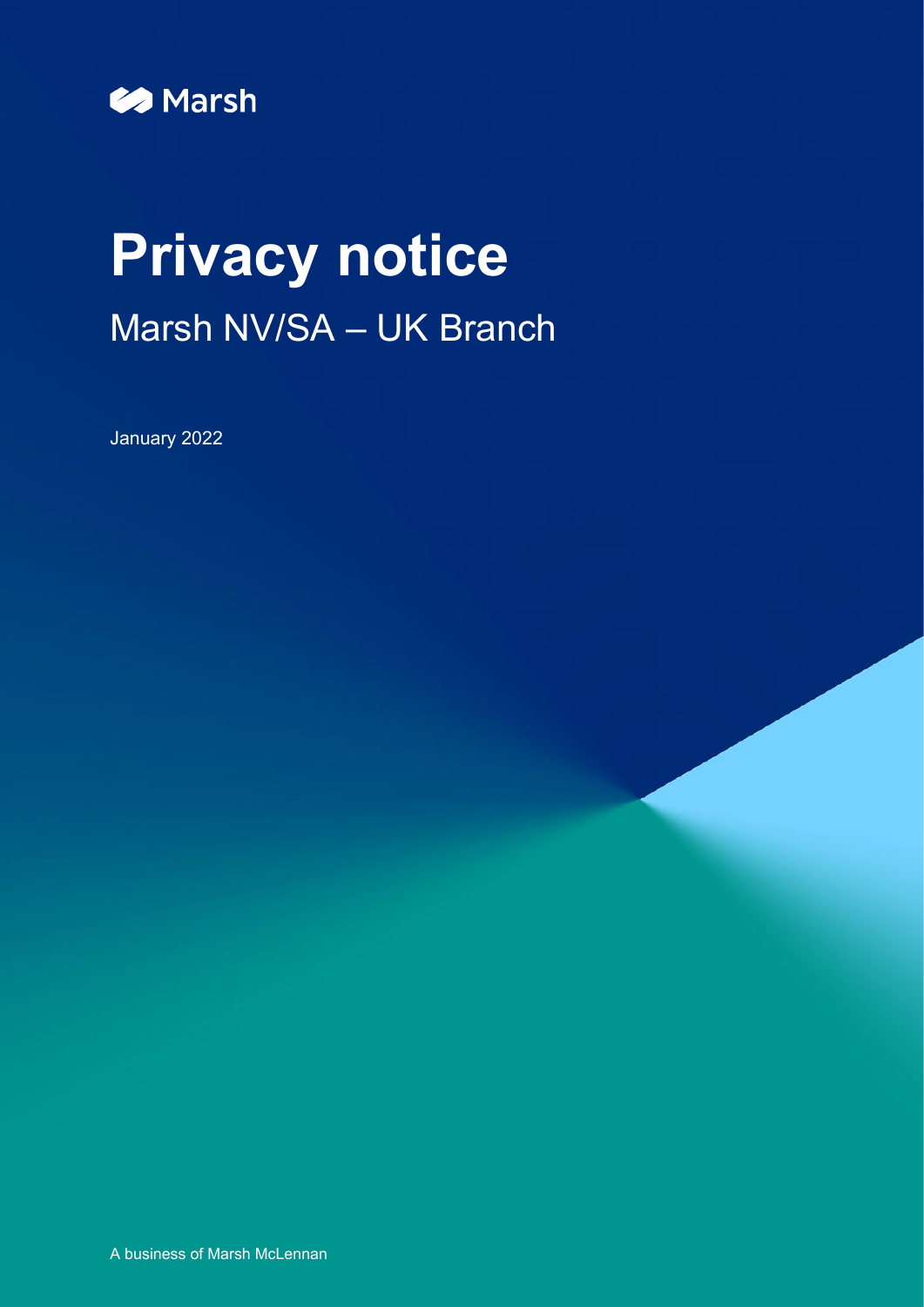Marsh

# Privacy notice

## Marsh NV/SA – UK Branch

January 2022

A business of Marsh McLennan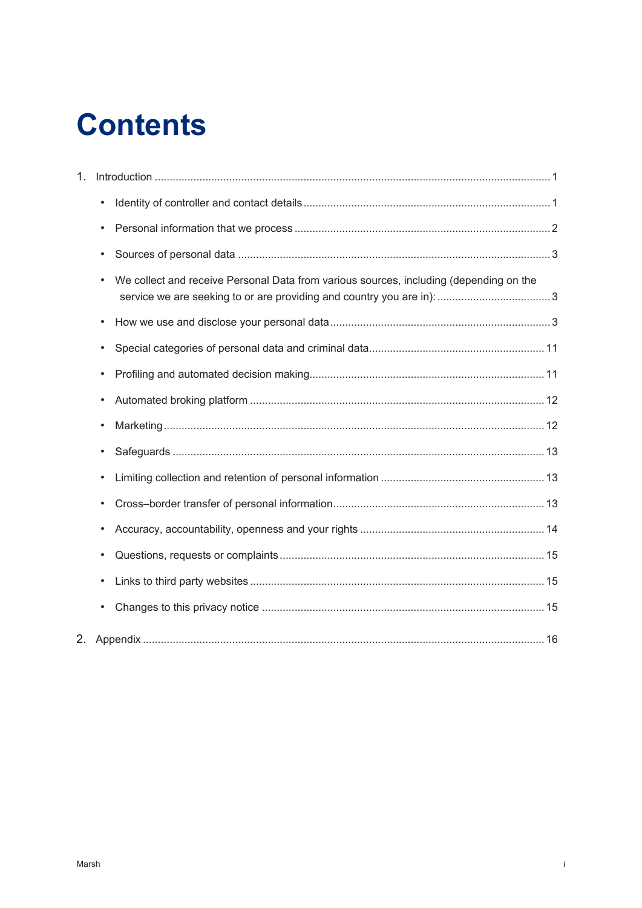# Contents

1. Introduction ..... 1
    - Identity of controller and contact details ..... 1
    - Personal information that we process ..... 2
    - Sources of personal data ..... 3
    - We collect and receive Personal Data from various sources, including (depending on the service we are seeking to or are providing and country you are in): ..... 3
    - How we use and disclose your personal data ..... 3
    - Special categories of personal data and criminal data ..... 11
    - Profiling and automated decision making ..... 11
    - Automated broking platform ..... 12
    - Marketing ..... 12
    - Safeguards ..... 13
    - Limiting collection and retention of personal information ..... 13
    - Cross–border transfer of personal information ..... 13
    - Accuracy, accountability, openness and your rights ..... 14
    - Questions, requests or complaints ..... 15
    - Links to third party websites ..... 15
    - Changes to this privacy notice ..... 15
2. Appendix ..... 16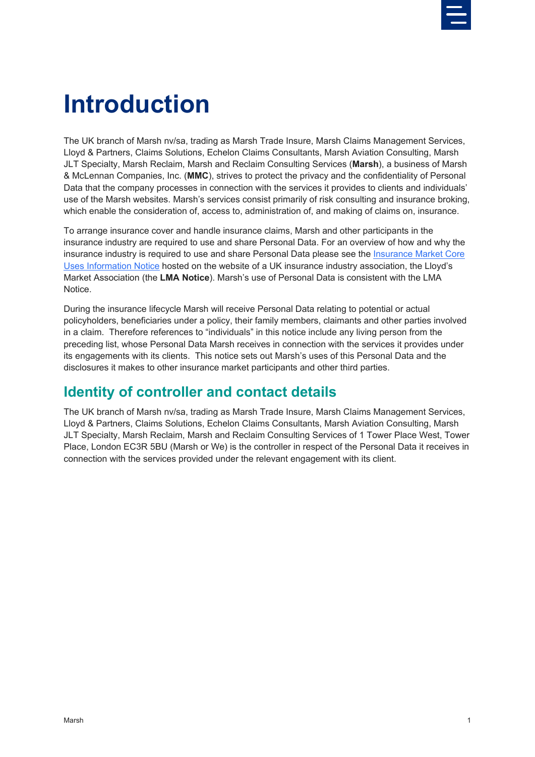# Introduction

The UK branch of Marsh nv/sa, trading as Marsh Trade Insure, Marsh Claims Management Services, Lloyd & Partners, Claims Solutions, Echelon Claims Consultants, Marsh Aviation Consulting, Marsh JLT Specialty, Marsh Reclaim, Marsh and Reclaim Consulting Services (**Marsh**), a business of Marsh & McLennan Companies, Inc. (**MMC**), strives to protect the privacy and the confidentiality of Personal Data that the company processes in connection with the services it provides to clients and individuals' use of the Marsh websites. Marsh's services consist primarily of risk consulting and insurance broking, which enable the consideration of, access to, administration of, and making of claims on, insurance.

To arrange insurance cover and handle insurance claims, Marsh and other participants in the insurance industry are required to use and share Personal Data. For an overview of how and why the insurance industry is required to use and share Personal Data please see the Insurance Market Core Uses Information Notice hosted on the website of a UK insurance industry association, the Lloyd's Market Association (the **LMA Notice**). Marsh's use of Personal Data is consistent with the LMA Notice.

During the insurance lifecycle Marsh will receive Personal Data relating to potential or actual policyholders, beneficiaries under a policy, their family members, claimants and other parties involved in a claim. Therefore references to "individuals" in this notice include any living person from the preceding list, whose Personal Data Marsh receives in connection with the services it provides under its engagements with its clients. This notice sets out Marsh's uses of this Personal Data and the disclosures it makes to other insurance market participants and other third parties.

## Identity of controller and contact details

The UK branch of Marsh nv/sa, trading as Marsh Trade Insure, Marsh Claims Management Services, Lloyd & Partners, Claims Solutions, Echelon Claims Consultants, Marsh Aviation Consulting, Marsh JLT Specialty, Marsh Reclaim, Marsh and Reclaim Consulting Services of 1 Tower Place West, Tower Place, London EC3R 5BU (Marsh or We) is the controller in respect of the Personal Data it receives in connection with the services provided under the relevant engagement with its client.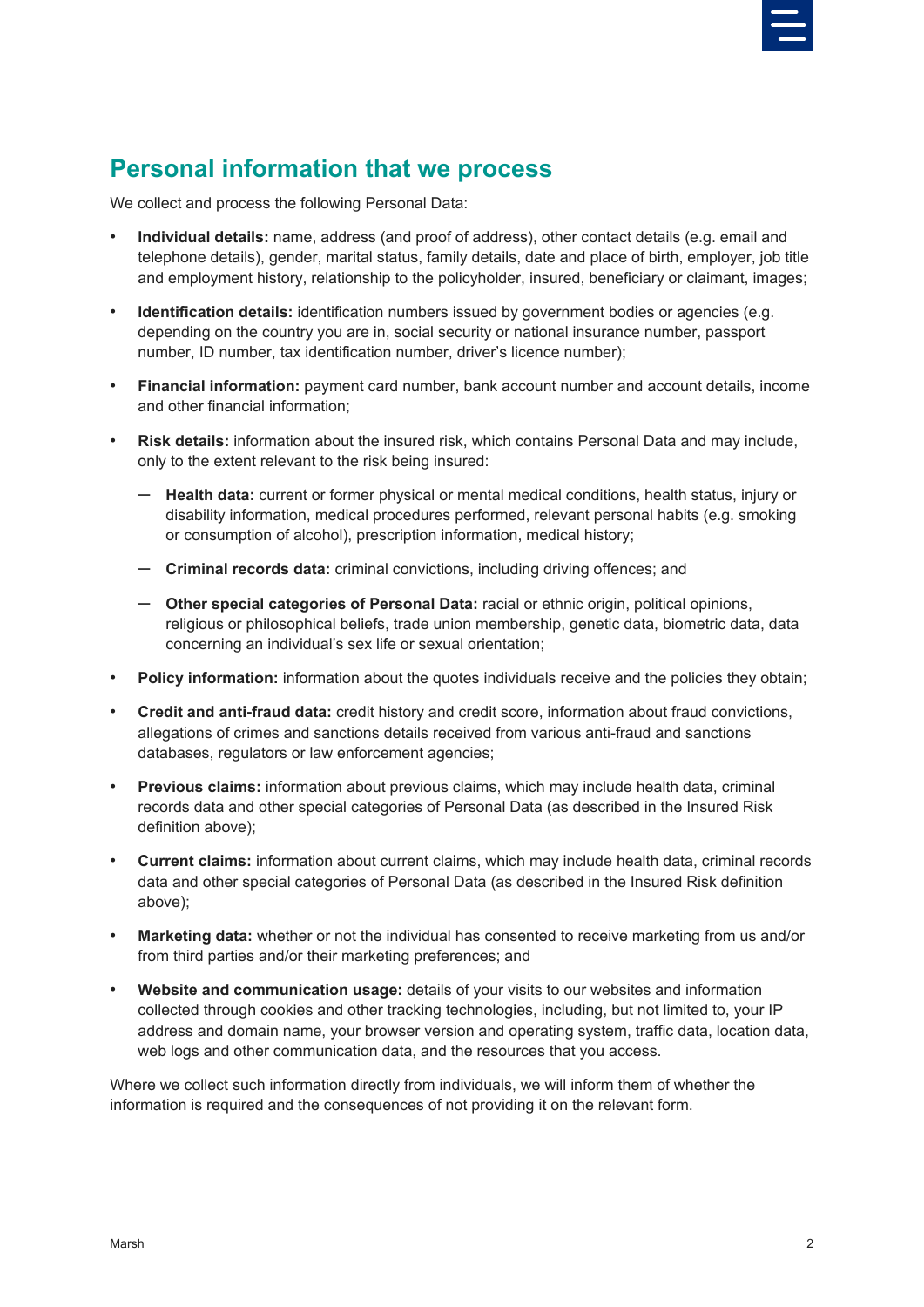## Personal information that we process

We collect and process the following Personal Data:

- **Individual details:** name, address (and proof of address), other contact details (e.g. email and telephone details), gender, marital status, family details, date and place of birth, employer, job title and employment history, relationship to the policyholder, insured, beneficiary or claimant, images;
- **Identification details:** identification numbers issued by government bodies or agencies (e.g. depending on the country you are in, social security or national insurance number, passport number, ID number, tax identification number, driver's licence number);
- **Financial information:** payment card number, bank account number and account details, income and other financial information;
- **Risk details:** information about the insured risk, which contains Personal Data and may include, only to the extent relevant to the risk being insured:
  - **Health data:** current or former physical or mental medical conditions, health status, injury or disability information, medical procedures performed, relevant personal habits (e.g. smoking or consumption of alcohol), prescription information, medical history;
  - **Criminal records data:** criminal convictions, including driving offences; and
  - **Other special categories of Personal Data:** racial or ethnic origin, political opinions, religious or philosophical beliefs, trade union membership, genetic data, biometric data, data concerning an individual's sex life or sexual orientation;
- **Policy information:** information about the quotes individuals receive and the policies they obtain;
- **Credit and anti-fraud data:** credit history and credit score, information about fraud convictions, allegations of crimes and sanctions details received from various anti-fraud and sanctions databases, regulators or law enforcement agencies;
- **Previous claims:** information about previous claims, which may include health data, criminal records data and other special categories of Personal Data (as described in the Insured Risk definition above);
- **Current claims:** information about current claims, which may include health data, criminal records data and other special categories of Personal Data (as described in the Insured Risk definition above);
- **Marketing data:** whether or not the individual has consented to receive marketing from us and/or from third parties and/or their marketing preferences; and
- **Website and communication usage:** details of your visits to our websites and information collected through cookies and other tracking technologies, including, but not limited to, your IP address and domain name, your browser version and operating system, traffic data, location data, web logs and other communication data, and the resources that you access.

Where we collect such information directly from individuals, we will inform them of whether the information is required and the consequences of not providing it on the relevant form.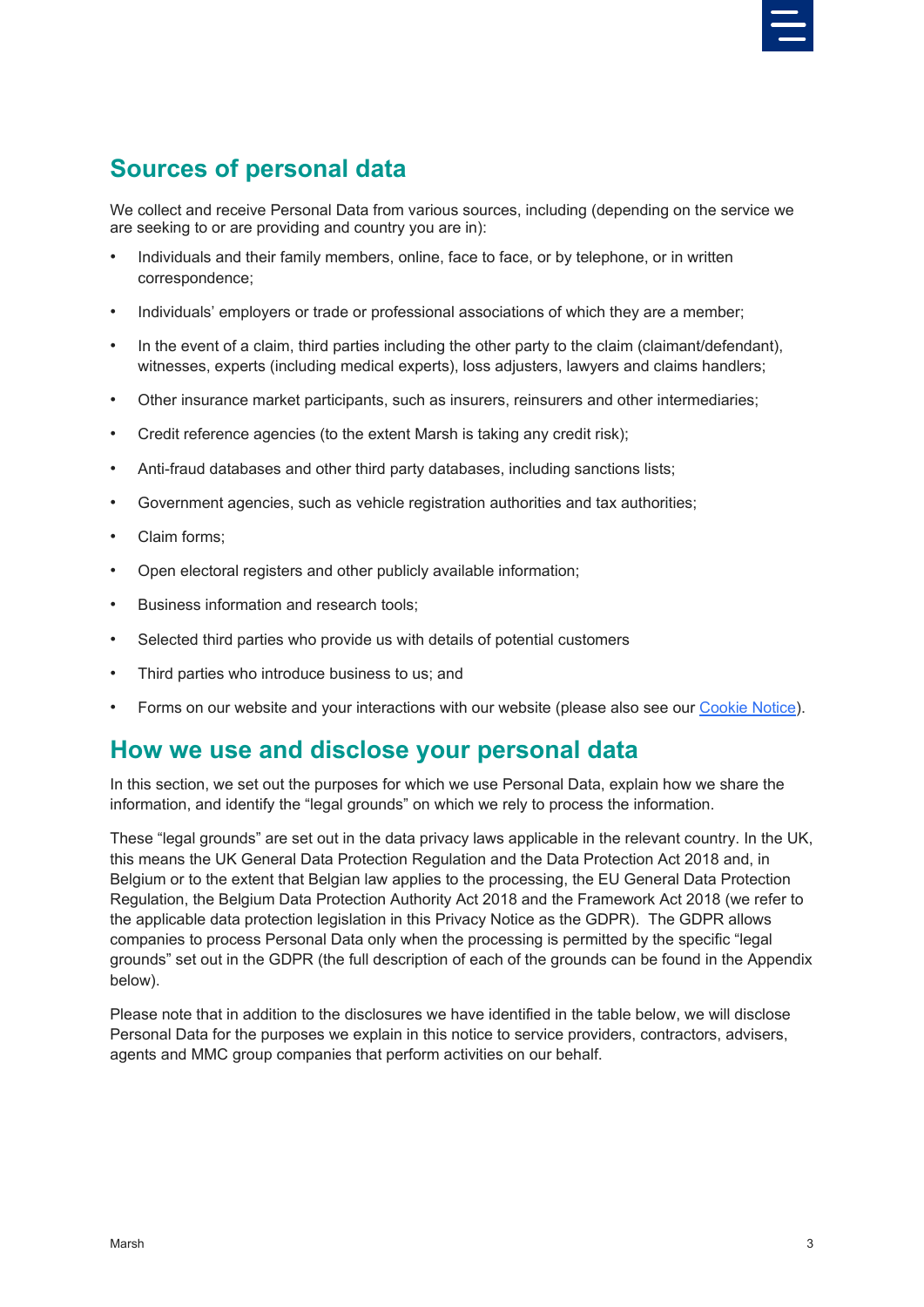## Sources of personal data

We collect and receive Personal Data from various sources, including (depending on the service we are seeking to or are providing and country you are in):

- Individuals and their family members, online, face to face, or by telephone, or in written correspondence;
- Individuals' employers or trade or professional associations of which they are a member;
- In the event of a claim, third parties including the other party to the claim (claimant/defendant), witnesses, experts (including medical experts), loss adjusters, lawyers and claims handlers;
- Other insurance market participants, such as insurers, reinsurers and other intermediaries;
- Credit reference agencies (to the extent Marsh is taking any credit risk);
- Anti-fraud databases and other third party databases, including sanctions lists;
- Government agencies, such as vehicle registration authorities and tax authorities;
- Claim forms;
- Open electoral registers and other publicly available information;
- Business information and research tools;
- Selected third parties who provide us with details of potential customers
- Third parties who introduce business to us; and
- Forms on our website and your interactions with our website (please also see our Cookie Notice).

## How we use and disclose your personal data

In this section, we set out the purposes for which we use Personal Data, explain how we share the information, and identify the "legal grounds" on which we rely to process the information.

These "legal grounds" are set out in the data privacy laws applicable in the relevant country. In the UK, this means the UK General Data Protection Regulation and the Data Protection Act 2018 and, in Belgium or to the extent that Belgian law applies to the processing, the EU General Data Protection Regulation, the Belgium Data Protection Authority Act 2018 and the Framework Act 2018 (we refer to the applicable data protection legislation in this Privacy Notice as the GDPR). The GDPR allows companies to process Personal Data only when the processing is permitted by the specific "legal grounds" set out in the GDPR (the full description of each of the grounds can be found in the Appendix below).

Please note that in addition to the disclosures we have identified in the table below, we will disclose Personal Data for the purposes we explain in this notice to service providers, contractors, advisers, agents and MMC group companies that perform activities on our behalf.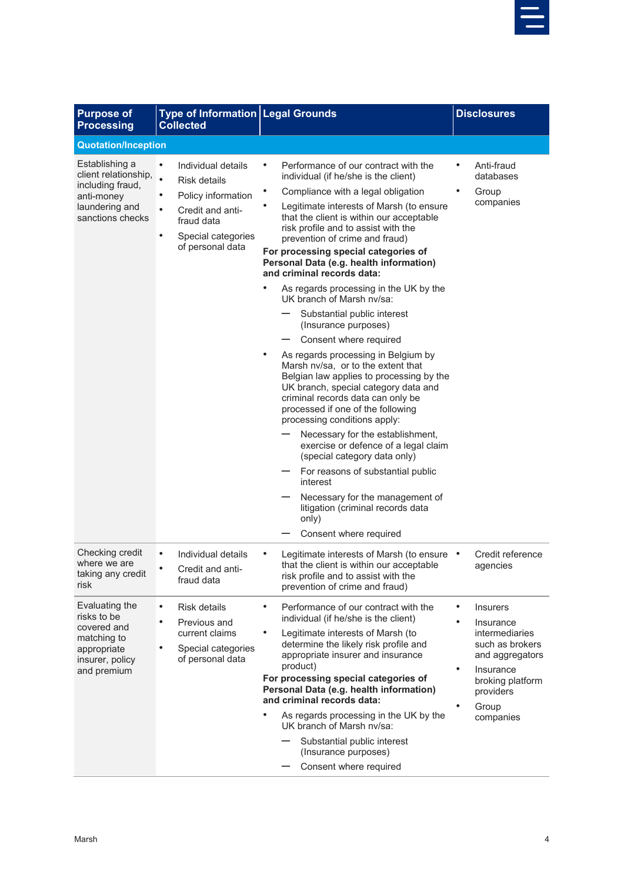| Purpose of Processing | Type of Information Collected | Legal Grounds | Disclosures |
|---|---|---|---|
| **Quotation/Inception** | | | |
| Establishing a client relationship, including fraud, anti-money laundering and sanctions checks | • Individual details<br>• Risk details<br>• Policy information<br>• Credit and anti-fraud data<br>• Special categories of personal data | • Performance of our contract with the individual (if he/she is the client)<br>• Compliance with a legal obligation<br>• Legitimate interests of Marsh (to ensure that the client is within our acceptable risk profile and to assist with the prevention of crime and fraud)<br>**For processing special categories of Personal Data (e.g. health information) and criminal records data:**<br>• As regards processing in the UK by the UK branch of Marsh nv/sa:<br>— Substantial public interest (Insurance purposes)<br>— Consent where required<br>• As regards processing in Belgium by Marsh nv/sa, or to the extent that Belgian law applies to processing by the UK branch, special category data and criminal records data can only be processed if one of the following processing conditions apply:<br>— Necessary for the establishment, exercise or defence of a legal claim (special category data only)<br>— For reasons of substantial public interest<br>— Necessary for the management of litigation (criminal records data only)<br>— Consent where required | • Anti-fraud databases<br>• Group companies |
| Checking credit where we are taking any credit risk | • Individual details<br>• Credit and anti-fraud data | • Legitimate interests of Marsh (to ensure that the client is within our acceptable risk profile and to assist with the prevention of crime and fraud) | • Credit reference agencies |
| Evaluating the risks to be covered and matching to appropriate insurer, policy and premium | • Risk details<br>• Previous and current claims<br>• Special categories of personal data | • Performance of our contract with the individual (if he/she is the client)<br>• Legitimate interests of Marsh (to determine the likely risk profile and appropriate insurer and insurance product)<br>**For processing special categories of Personal Data (e.g. health information) and criminal records data:**<br>• As regards processing in the UK by the UK branch of Marsh nv/sa:<br>— Substantial public interest (Insurance purposes)<br>— Consent where required | • Insurers<br>• Insurance intermediaries such as brokers and aggregators<br>• Insurance broking platform providers<br>• Group companies |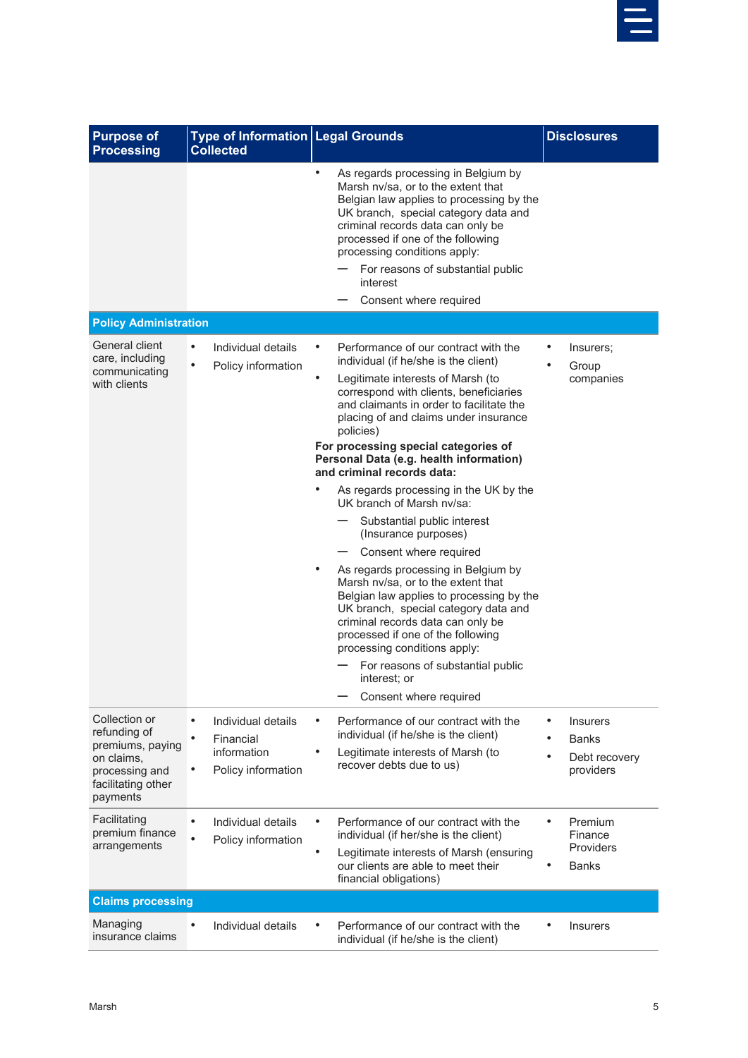| Purpose of Processing | Type of Information Collected | Legal Grounds | Disclosures |
|---|---|---|---|
| | | • As regards processing in Belgium by Marsh nv/sa, or to the extent that Belgian law applies to processing by the UK branch, special category data and criminal records data can only be processed if one of the following processing conditions apply:<br>— For reasons of substantial public interest<br>— Consent where required | |
| **Policy Administration** | | | |
| General client care, including communicating with clients | • Individual details<br>• Policy information | • Performance of our contract with the individual (if he/she is the client)<br>• Legitimate interests of Marsh (to correspond with clients, beneficiaries and claimants in order to facilitate the placing of and claims under insurance policies)<br>**For processing special categories of Personal Data (e.g. health information) and criminal records data:**<br>• As regards processing in the UK by the UK branch of Marsh nv/sa:<br>— Substantial public interest (Insurance purposes)<br>— Consent where required<br>• As regards processing in Belgium by Marsh nv/sa, or to the extent that Belgian law applies to processing by the UK branch, special category data and criminal records data can only be processed if one of the following processing conditions apply:<br>— For reasons of substantial public interest; or<br>— Consent where required | • Insurers;<br>• Group companies |
| Collection or refunding of premiums, paying on claims, processing and facilitating other payments | • Individual details<br>• Financial information<br>• Policy information | • Performance of our contract with the individual (if he/she is the client)<br>• Legitimate interests of Marsh (to recover debts due to us) | • Insurers<br>• Banks<br>• Debt recovery providers |
| Facilitating premium finance arrangements | • Individual details<br>• Policy information | • Performance of our contract with the individual (if her/she is the client)<br>• Legitimate interests of Marsh (ensuring our clients are able to meet their financial obligations) | • Premium Finance Providers<br>• Banks |
| **Claims processing** | | | |
| Managing insurance claims | • Individual details | • Performance of our contract with the individual (if he/she is the client) | • Insurers |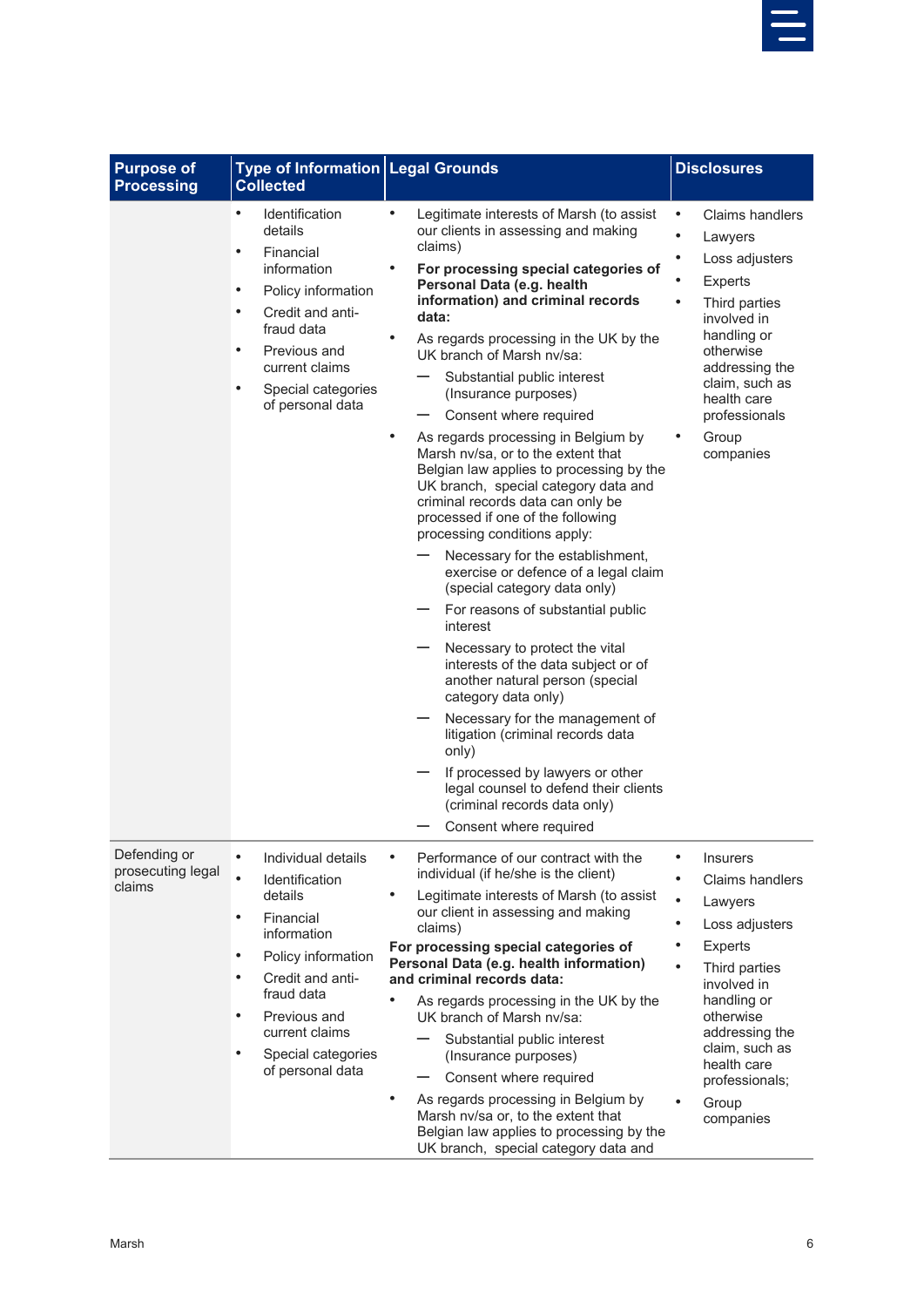| Purpose of Processing | Type of Information Collected | Legal Grounds | Disclosures |
|---|---|---|---|
| | • Identification details<br>• Financial information<br>• Policy information<br>• Credit and anti-fraud data<br>• Previous and current claims<br>• Special categories of personal data | • Legitimate interests of Marsh (to assist our clients in assessing and making claims)<br>• **For processing special categories of Personal Data (e.g. health information) and criminal records data:**<br>• As regards processing in the UK by the UK branch of Marsh nv/sa:<br>— Substantial public interest (Insurance purposes)<br>— Consent where required<br>• As regards processing in Belgium by Marsh nv/sa, or to the extent that Belgian law applies to processing by the UK branch, special category data and criminal records data can only be processed if one of the following processing conditions apply:<br>— Necessary for the establishment, exercise or defence of a legal claim (special category data only)<br>— For reasons of substantial public interest<br>— Necessary to protect the vital interests of the data subject or of another natural person (special category data only)<br>— Necessary for the management of litigation (criminal records data only)<br>— If processed by lawyers or other legal counsel to defend their clients (criminal records data only)<br>— Consent where required | • Claims handlers<br>• Lawyers<br>• Loss adjusters<br>• Experts<br>• Third parties involved in handling or otherwise addressing the claim, such as health care professionals<br>• Group companies |
| Defending or prosecuting legal claims | • Individual details<br>• Identification details<br>• Financial information<br>• Policy information<br>• Credit and anti-fraud data<br>• Previous and current claims<br>• Special categories of personal data | • Performance of our contract with the individual (if he/she is the client)<br>• Legitimate interests of Marsh (to assist our client in assessing and making claims)<br>**For processing special categories of Personal Data (e.g. health information) and criminal records data:**<br>• As regards processing in the UK by the UK branch of Marsh nv/sa:<br>— Substantial public interest (Insurance purposes)<br>— Consent where required<br>• As regards processing in Belgium by Marsh nv/sa or, to the extent that Belgian law applies to processing by the UK branch, special category data and | • Insurers<br>• Claims handlers<br>• Lawyers<br>• Loss adjusters<br>• Experts<br>• Third parties involved in handling or otherwise addressing the claim, such as health care professionals;<br>• Group companies |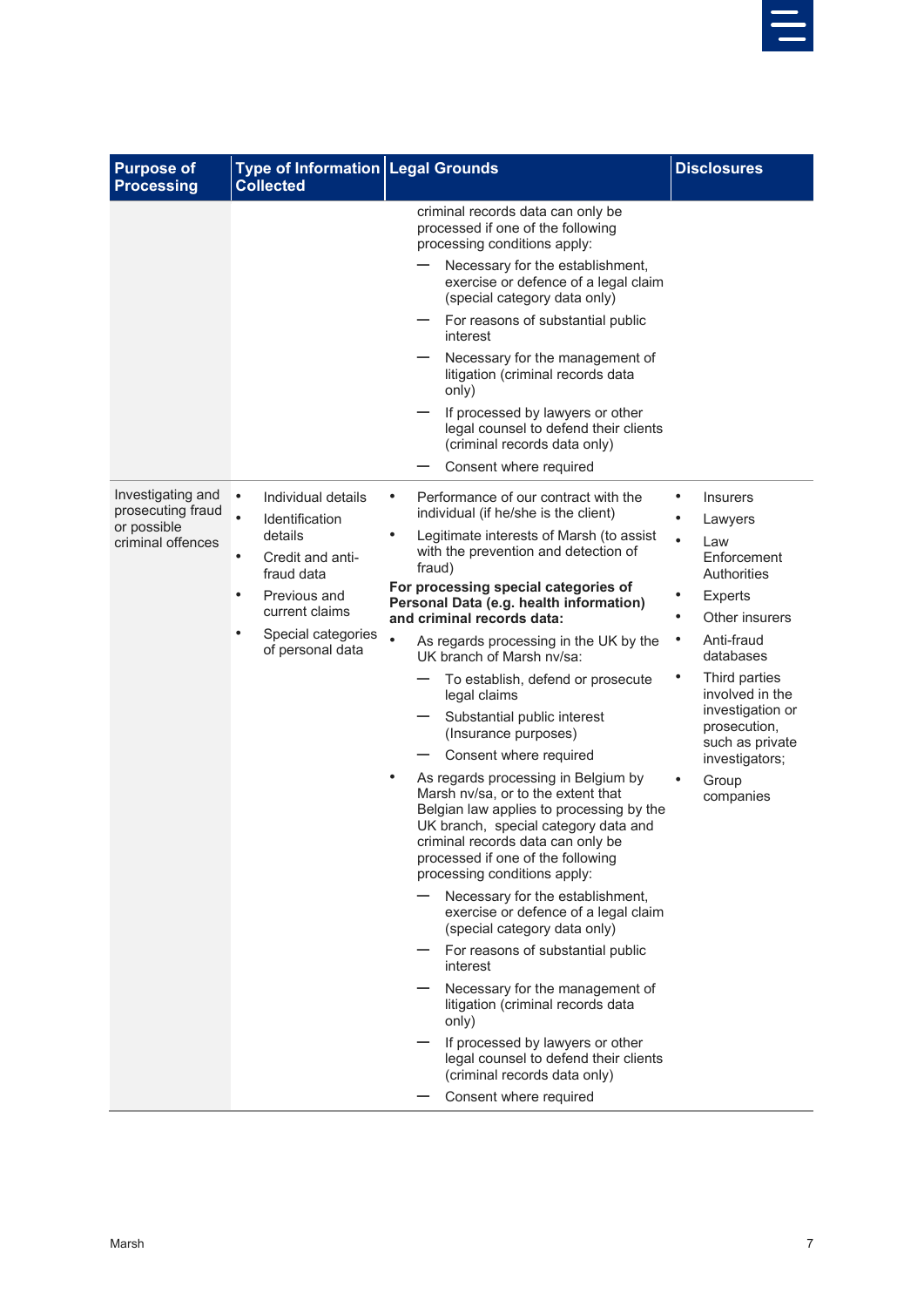| Purpose of Processing | Type of Information Collected | Legal Grounds | Disclosures |
|---|---|---|---|
| | | criminal records data can only be processed if one of the following processing conditions apply:<br>— Necessary for the establishment, exercise or defence of a legal claim (special category data only)<br>— For reasons of substantial public interest<br>— Necessary for the management of litigation (criminal records data only)<br>— If processed by lawyers or other legal counsel to defend their clients (criminal records data only)<br>— Consent where required | |
| Investigating and prosecuting fraud or possible criminal offences | • Individual details<br>• Identification details<br>• Credit and anti-fraud data<br>• Previous and current claims<br>• Special categories of personal data | • Performance of our contract with the individual (if he/she is the client)<br>• Legitimate interests of Marsh (to assist with the prevention and detection of fraud)<br>**For processing special categories of Personal Data (e.g. health information) and criminal records data:**<br>• As regards processing in the UK by the UK branch of Marsh nv/sa:<br>— To establish, defend or prosecute legal claims<br>— Substantial public interest (Insurance purposes)<br>— Consent where required<br>• As regards processing in Belgium by Marsh nv/sa, or to the extent that Belgian law applies to processing by the UK branch, special category data and criminal records data can only be processed if one of the following processing conditions apply:<br>— Necessary for the establishment, exercise or defence of a legal claim (special category data only)<br>— For reasons of substantial public interest<br>— Necessary for the management of litigation (criminal records data only)<br>— If processed by lawyers or other legal counsel to defend their clients (criminal records data only)<br>— Consent where required | • Insurers<br>• Lawyers<br>• Law Enforcement Authorities<br>• Experts<br>• Other insurers<br>• Anti-fraud databases<br>• Third parties involved in the investigation or prosecution, such as private investigators;<br>• Group companies |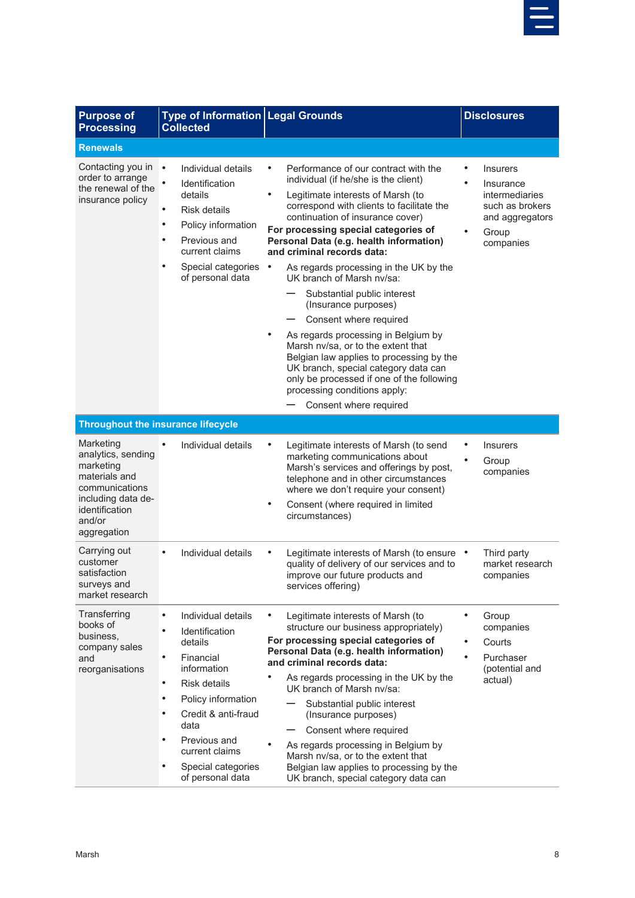| Purpose of Processing | Type of Information Collected | Legal Grounds | Disclosures |
|---|---|---|---|
| **Renewals** | | | |
| Contacting you in order to arrange the renewal of the insurance policy | • Individual details<br>• Identification details<br>• Risk details<br>• Policy information<br>• Previous and current claims<br>• Special categories of personal data | • Performance of our contract with the individual (if he/she is the client)<br>• Legitimate interests of Marsh (to correspond with clients to facilitate the continuation of insurance cover)<br>**For processing special categories of Personal Data (e.g. health information) and criminal records data:**<br>• As regards processing in the UK by the UK branch of Marsh nv/sa:<br>— Substantial public interest (Insurance purposes)<br>— Consent where required<br>• As regards processing in Belgium by Marsh nv/sa, or to the extent that Belgian law applies to processing by the UK branch, special category data can only be processed if one of the following processing conditions apply:<br>— Consent where required | • Insurers<br>• Insurance intermediaries such as brokers and aggregators<br>• Group companies |
| **Throughout the insurance lifecycle** | | | |
| Marketing analytics, sending marketing materials and communications including data de-identification and/or aggregation | • Individual details | • Legitimate interests of Marsh (to send marketing communications about Marsh's services and offerings by post, telephone and in other circumstances where we don't require your consent)<br>• Consent (where required in limited circumstances) | • Insurers<br>• Group companies |
| Carrying out customer satisfaction surveys and market research | • Individual details | • Legitimate interests of Marsh (to ensure quality of delivery of our services and to improve our future products and services offering) | • Third party market research companies |
| Transferring books of business, company sales and reorganisations | • Individual details<br>• Identification details<br>• Financial information<br>• Risk details<br>• Policy information<br>• Credit & anti-fraud data<br>• Previous and current claims<br>• Special categories of personal data | • Legitimate interests of Marsh (to structure our business appropriately)<br>**For processing special categories of Personal Data (e.g. health information) and criminal records data:**<br>• As regards processing in the UK by the UK branch of Marsh nv/sa:<br>— Substantial public interest (Insurance purposes)<br>— Consent where required<br>• As regards processing in Belgium by Marsh nv/sa, or to the extent that Belgian law applies to processing by the UK branch, special category data can | • Group companies<br>• Courts<br>• Purchaser (potential and actual) |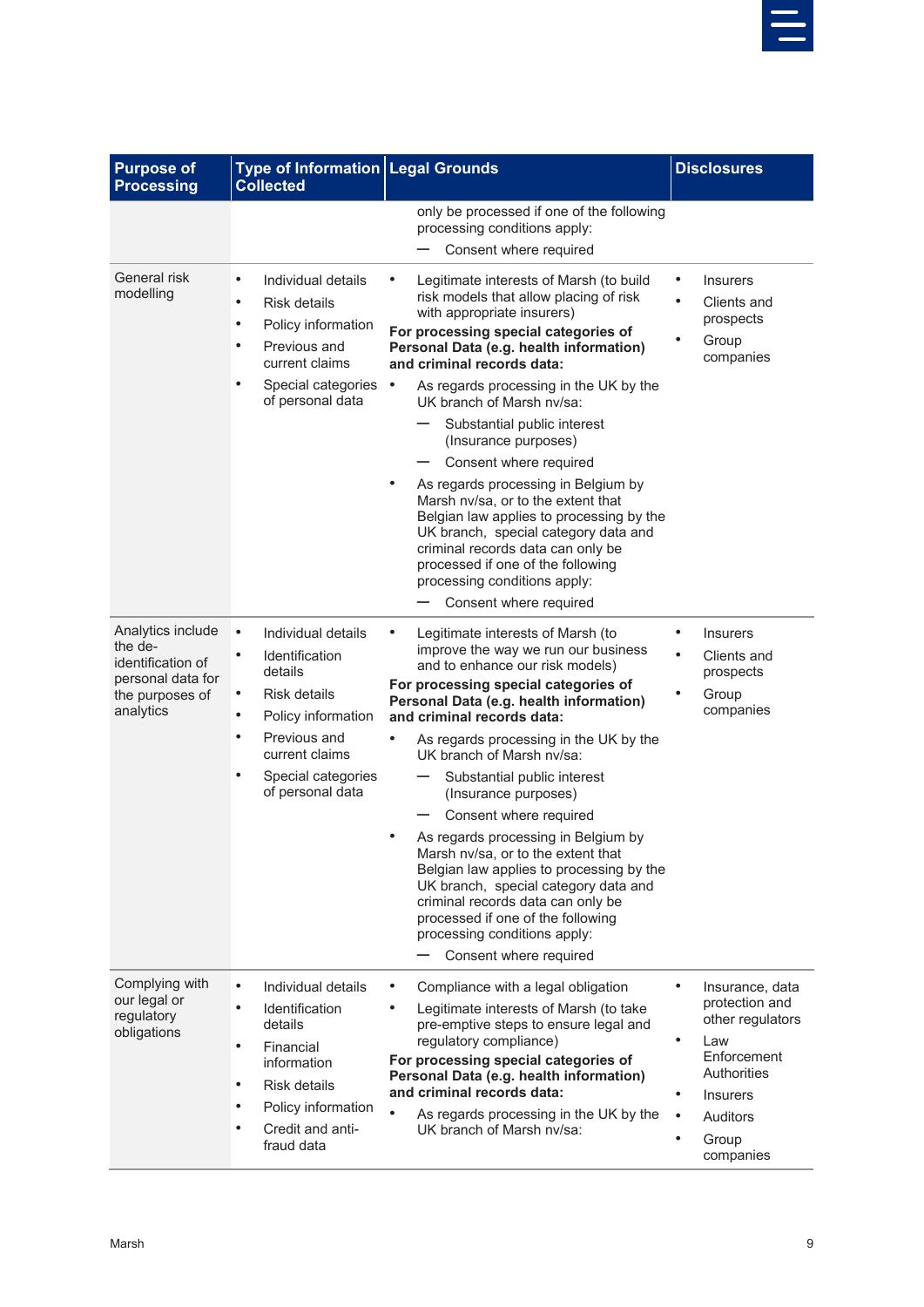| Purpose of Processing | Type of Information Collected | Legal Grounds | Disclosures |
|---|---|---|---|
| | | only be processed if one of the following processing conditions apply:<br>— Consent where required | |
| General risk modelling | • Individual details<br>• Risk details<br>• Policy information<br>• Previous and current claims<br>• Special categories of personal data | • Legitimate interests of Marsh (to build risk models that allow placing of risk with appropriate insurers)<br>**For processing special categories of Personal Data (e.g. health information) and criminal records data:**<br>• As regards processing in the UK by the UK branch of Marsh nv/sa:<br>— Substantial public interest (Insurance purposes)<br>— Consent where required<br>• As regards processing in Belgium by Marsh nv/sa, or to the extent that Belgian law applies to processing by the UK branch, special category data and criminal records data can only be processed if one of the following processing conditions apply:<br>— Consent where required | • Insurers<br>• Clients and prospects<br>• Group companies |
| Analytics include the de-identification of personal data for the purposes of analytics | • Individual details<br>• Identification details<br>• Risk details<br>• Policy information<br>• Previous and current claims<br>• Special categories of personal data | • Legitimate interests of Marsh (to improve the way we run our business and to enhance our risk models)<br>**For processing special categories of Personal Data (e.g. health information) and criminal records data:**<br>• As regards processing in the UK by the UK branch of Marsh nv/sa:<br>— Substantial public interest (Insurance purposes)<br>— Consent where required<br>• As regards processing in Belgium by Marsh nv/sa, or to the extent that Belgian law applies to processing by the UK branch, special category data and criminal records data can only be processed if one of the following processing conditions apply:<br>— Consent where required | • Insurers<br>• Clients and prospects<br>• Group companies |
| Complying with our legal or regulatory obligations | • Individual details<br>• Identification details<br>• Financial information<br>• Risk details<br>• Policy information<br>• Credit and anti-fraud data | • Compliance with a legal obligation<br>• Legitimate interests of Marsh (to take pre-emptive steps to ensure legal and regulatory compliance)<br>**For processing special categories of Personal Data (e.g. health information) and criminal records data:**<br>• As regards processing in the UK by the UK branch of Marsh nv/sa: | • Insurance, data protection and other regulators<br>• Law Enforcement Authorities<br>• Insurers<br>• Auditors<br>• Group companies |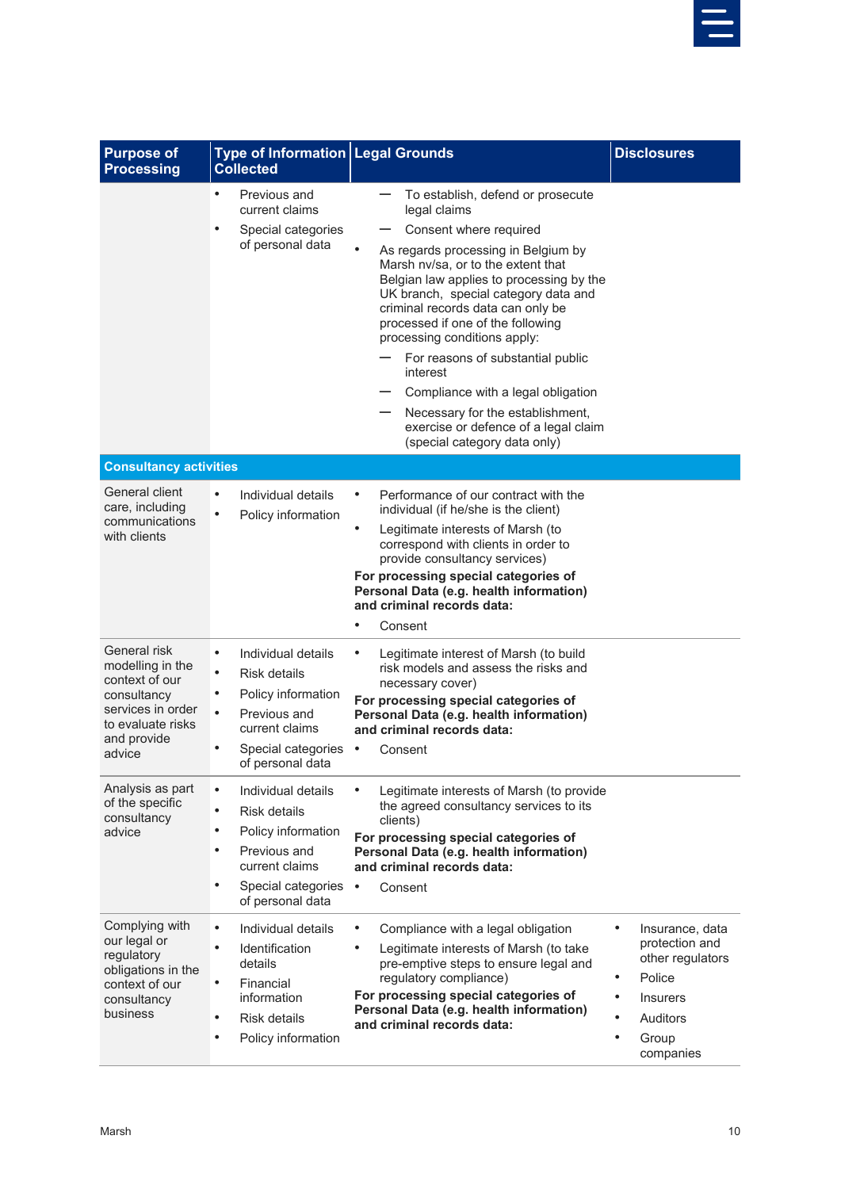| Purpose of Processing | Type of Information Collected | Legal Grounds | Disclosures |
|---|---|---|---|
| | • Previous and current claims<br>• Special categories of personal data | — To establish, defend or prosecute legal claims<br>— Consent where required<br>• As regards processing in Belgium by Marsh nv/sa, or to the extent that Belgian law applies to processing by the UK branch, special category data and criminal records data can only be processed if one of the following processing conditions apply:<br>— For reasons of substantial public interest<br>— Compliance with a legal obligation<br>— Necessary for the establishment, exercise or defence of a legal claim (special category data only) | |
| **Consultancy activities** | | | |
| General client care, including communications with clients | • Individual details<br>• Policy information | • Performance of our contract with the individual (if he/she is the client)<br>• Legitimate interests of Marsh (to correspond with clients in order to provide consultancy services)<br>**For processing special categories of Personal Data (e.g. health information) and criminal records data:**<br>• Consent | |
| General risk modelling in the context of our consultancy services in order to evaluate risks and provide advice | • Individual details<br>• Risk details<br>• Policy information<br>• Previous and current claims<br>• Special categories of personal data | • Legitimate interest of Marsh (to build risk models and assess the risks and necessary cover)<br>**For processing special categories of Personal Data (e.g. health information) and criminal records data:**<br>• Consent | |
| Analysis as part of the specific consultancy advice | • Individual details<br>• Risk details<br>• Policy information<br>• Previous and current claims<br>• Special categories of personal data | • Legitimate interests of Marsh (to provide the agreed consultancy services to its clients)<br>**For processing special categories of Personal Data (e.g. health information) and criminal records data:**<br>• Consent | |
| Complying with our legal or regulatory obligations in the context of our consultancy business | • Individual details<br>• Identification details<br>• Financial information<br>• Risk details<br>• Policy information | • Compliance with a legal obligation<br>• Legitimate interests of Marsh (to take pre-emptive steps to ensure legal and regulatory compliance)<br>**For processing special categories of Personal Data (e.g. health information) and criminal records data:** | • Insurance, data protection and other regulators<br>• Police<br>• Insurers<br>• Auditors<br>• Group companies |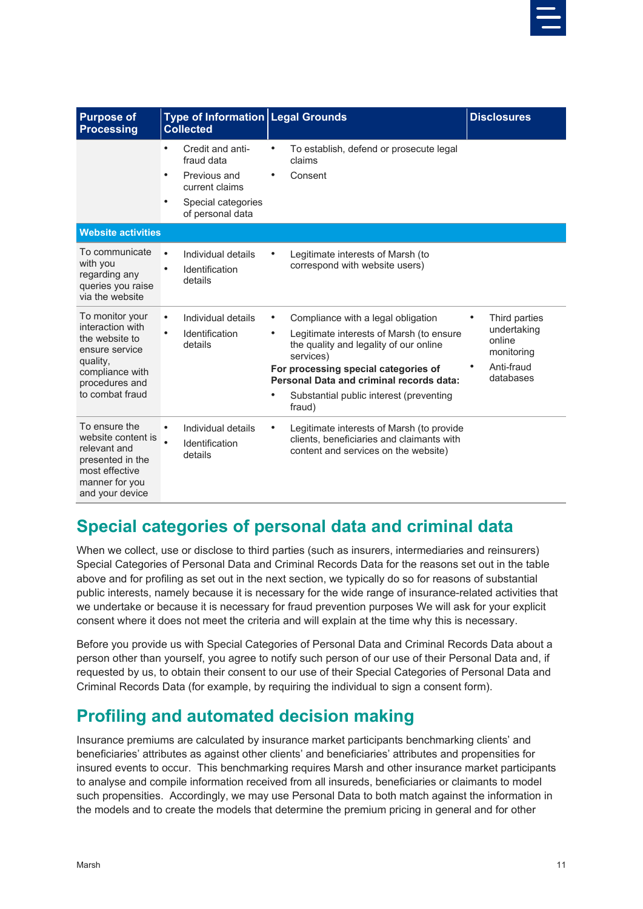| Purpose of Processing | Type of Information Collected | Legal Grounds | Disclosures |
|---|---|---|---|
| | • Credit and anti-fraud data<br>• Previous and current claims<br>• Special categories of personal data | • To establish, defend or prosecute legal claims<br>• Consent | |
| **Website activities** | | | |
| To communicate with you regarding any queries you raise via the website | • Individual details<br>• Identification details | • Legitimate interests of Marsh (to correspond with website users) | |
| To monitor your interaction with the website to ensure service quality, compliance with procedures and to combat fraud | • Individual details<br>• Identification details | • Compliance with a legal obligation<br>• Legitimate interests of Marsh (to ensure the quality and legality of our online services)<br>**For processing special categories of Personal Data and criminal records data:**<br>• Substantial public interest (preventing fraud) | • Third parties undertaking online monitoring<br>• Anti-fraud databases |
| To ensure the website content is relevant and presented in the most effective manner for you and your device | • Individual details<br>• Identification details | • Legitimate interests of Marsh (to provide clients, beneficiaries and claimants with content and services on the website) | |

## Special categories of personal data and criminal data

When we collect, use or disclose to third parties (such as insurers, intermediaries and reinsurers) Special Categories of Personal Data and Criminal Records Data for the reasons set out in the table above and for profiling as set out in the next section, we typically do so for reasons of substantial public interests, namely because it is necessary for the wide range of insurance-related activities that we undertake or because it is necessary for fraud prevention purposes We will ask for your explicit consent where it does not meet the criteria and will explain at the time why this is necessary.

Before you provide us with Special Categories of Personal Data and Criminal Records Data about a person other than yourself, you agree to notify such person of our use of their Personal Data and, if requested by us, to obtain their consent to our use of their Special Categories of Personal Data and Criminal Records Data (for example, by requiring the individual to sign a consent form).

## Profiling and automated decision making

Insurance premiums are calculated by insurance market participants benchmarking clients' and beneficiaries' attributes as against other clients' and beneficiaries' attributes and propensities for insured events to occur. This benchmarking requires Marsh and other insurance market participants to analyse and compile information received from all insureds, beneficiaries or claimants to model such propensities. Accordingly, we may use Personal Data to both match against the information in the models and to create the models that determine the premium pricing in general and for other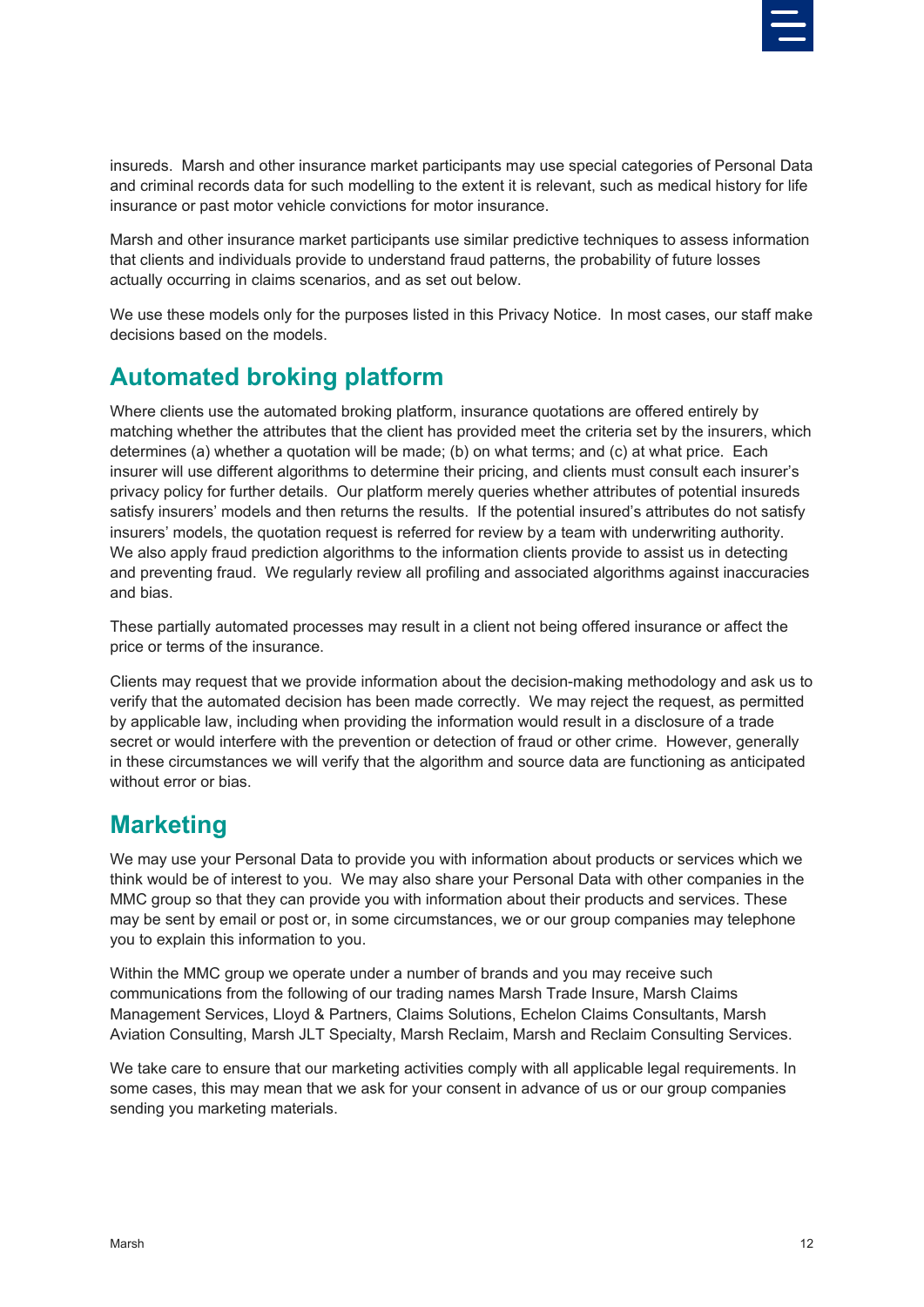insureds. Marsh and other insurance market participants may use special categories of Personal Data and criminal records data for such modelling to the extent it is relevant, such as medical history for life insurance or past motor vehicle convictions for motor insurance.

Marsh and other insurance market participants use similar predictive techniques to assess information that clients and individuals provide to understand fraud patterns, the probability of future losses actually occurring in claims scenarios, and as set out below.

We use these models only for the purposes listed in this Privacy Notice. In most cases, our staff make decisions based on the models.

## Automated broking platform

Where clients use the automated broking platform, insurance quotations are offered entirely by matching whether the attributes that the client has provided meet the criteria set by the insurers, which determines (a) whether a quotation will be made; (b) on what terms; and (c) at what price. Each insurer will use different algorithms to determine their pricing, and clients must consult each insurer's privacy policy for further details. Our platform merely queries whether attributes of potential insureds satisfy insurers' models and then returns the results. If the potential insured's attributes do not satisfy insurers' models, the quotation request is referred for review by a team with underwriting authority. We also apply fraud prediction algorithms to the information clients provide to assist us in detecting and preventing fraud. We regularly review all profiling and associated algorithms against inaccuracies and bias.

These partially automated processes may result in a client not being offered insurance or affect the price or terms of the insurance.

Clients may request that we provide information about the decision-making methodology and ask us to verify that the automated decision has been made correctly. We may reject the request, as permitted by applicable law, including when providing the information would result in a disclosure of a trade secret or would interfere with the prevention or detection of fraud or other crime. However, generally in these circumstances we will verify that the algorithm and source data are functioning as anticipated without error or bias.

## Marketing

We may use your Personal Data to provide you with information about products or services which we think would be of interest to you. We may also share your Personal Data with other companies in the MMC group so that they can provide you with information about their products and services. These may be sent by email or post or, in some circumstances, we or our group companies may telephone you to explain this information to you.

Within the MMC group we operate under a number of brands and you may receive such communications from the following of our trading names Marsh Trade Insure, Marsh Claims Management Services, Lloyd & Partners, Claims Solutions, Echelon Claims Consultants, Marsh Aviation Consulting, Marsh JLT Specialty, Marsh Reclaim, Marsh and Reclaim Consulting Services.

We take care to ensure that our marketing activities comply with all applicable legal requirements. In some cases, this may mean that we ask for your consent in advance of us or our group companies sending you marketing materials.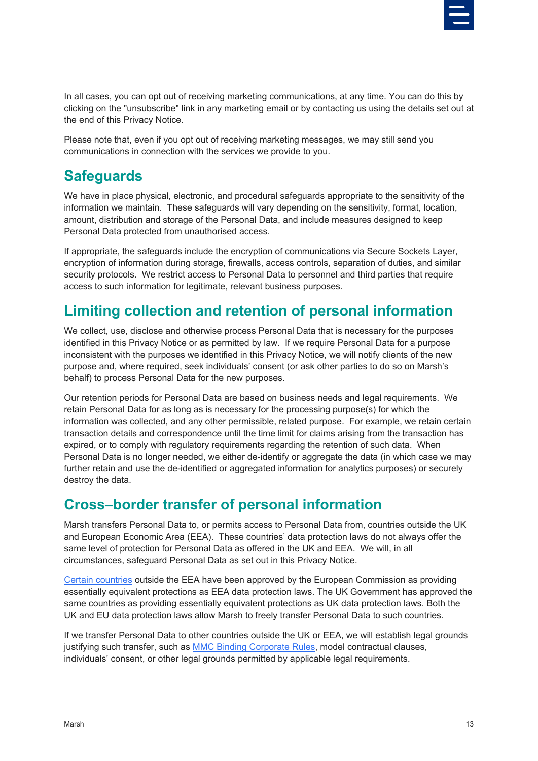In all cases, you can opt out of receiving marketing communications, at any time. You can do this by clicking on the "unsubscribe" link in any marketing email or by contacting us using the details set out at the end of this Privacy Notice.

Please note that, even if you opt out of receiving marketing messages, we may still send you communications in connection with the services we provide to you.

## Safeguards

We have in place physical, electronic, and procedural safeguards appropriate to the sensitivity of the information we maintain. These safeguards will vary depending on the sensitivity, format, location, amount, distribution and storage of the Personal Data, and include measures designed to keep Personal Data protected from unauthorised access.

If appropriate, the safeguards include the encryption of communications via Secure Sockets Layer, encryption of information during storage, firewalls, access controls, separation of duties, and similar security protocols. We restrict access to Personal Data to personnel and third parties that require access to such information for legitimate, relevant business purposes.

## Limiting collection and retention of personal information

We collect, use, disclose and otherwise process Personal Data that is necessary for the purposes identified in this Privacy Notice or as permitted by law. If we require Personal Data for a purpose inconsistent with the purposes we identified in this Privacy Notice, we will notify clients of the new purpose and, where required, seek individuals' consent (or ask other parties to do so on Marsh's behalf) to process Personal Data for the new purposes.

Our retention periods for Personal Data are based on business needs and legal requirements. We retain Personal Data for as long as is necessary for the processing purpose(s) for which the information was collected, and any other permissible, related purpose. For example, we retain certain transaction details and correspondence until the time limit for claims arising from the transaction has expired, or to comply with regulatory requirements regarding the retention of such data. When Personal Data is no longer needed, we either de-identify or aggregate the data (in which case we may further retain and use the de-identified or aggregated information for analytics purposes) or securely destroy the data.

## Cross–border transfer of personal information

Marsh transfers Personal Data to, or permits access to Personal Data from, countries outside the UK and European Economic Area (EEA). These countries' data protection laws do not always offer the same level of protection for Personal Data as offered in the UK and EEA. We will, in all circumstances, safeguard Personal Data as set out in this Privacy Notice.

Certain countries outside the EEA have been approved by the European Commission as providing essentially equivalent protections as EEA data protection laws. The UK Government has approved the same countries as providing essentially equivalent protections as UK data protection laws. Both the UK and EU data protection laws allow Marsh to freely transfer Personal Data to such countries.

If we transfer Personal Data to other countries outside the UK or EEA, we will establish legal grounds justifying such transfer, such as MMC Binding Corporate Rules, model contractual clauses, individuals' consent, or other legal grounds permitted by applicable legal requirements.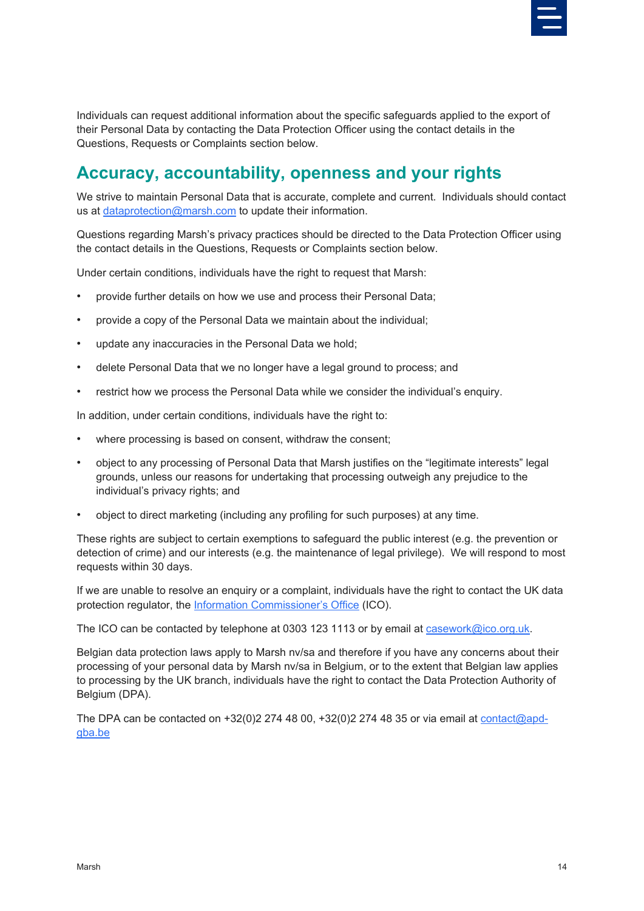Individuals can request additional information about the specific safeguards applied to the export of their Personal Data by contacting the Data Protection Officer using the contact details in the Questions, Requests or Complaints section below.

## Accuracy, accountability, openness and your rights

We strive to maintain Personal Data that is accurate, complete and current. Individuals should contact us at dataprotection@marsh.com to update their information.

Questions regarding Marsh's privacy practices should be directed to the Data Protection Officer using the contact details in the Questions, Requests or Complaints section below.

Under certain conditions, individuals have the right to request that Marsh:

- provide further details on how we use and process their Personal Data;
- provide a copy of the Personal Data we maintain about the individual;
- update any inaccuracies in the Personal Data we hold;
- delete Personal Data that we no longer have a legal ground to process; and
- restrict how we process the Personal Data while we consider the individual's enquiry.

In addition, under certain conditions, individuals have the right to:

- where processing is based on consent, withdraw the consent;
- object to any processing of Personal Data that Marsh justifies on the "legitimate interests" legal grounds, unless our reasons for undertaking that processing outweigh any prejudice to the individual's privacy rights; and
- object to direct marketing (including any profiling for such purposes) at any time.

These rights are subject to certain exemptions to safeguard the public interest (e.g. the prevention or detection of crime) and our interests (e.g. the maintenance of legal privilege). We will respond to most requests within 30 days.

If we are unable to resolve an enquiry or a complaint, individuals have the right to contact the UK data protection regulator, the Information Commissioner's Office (ICO).

The ICO can be contacted by telephone at 0303 123 1113 or by email at casework@ico.org.uk.

Belgian data protection laws apply to Marsh nv/sa and therefore if you have any concerns about their processing of your personal data by Marsh nv/sa in Belgium, or to the extent that Belgian law applies to processing by the UK branch, individuals have the right to contact the Data Protection Authority of Belgium (DPA).

The DPA can be contacted on +32(0)2 274 48 00, +32(0)2 274 48 35 or via email at contact@apd-gba.be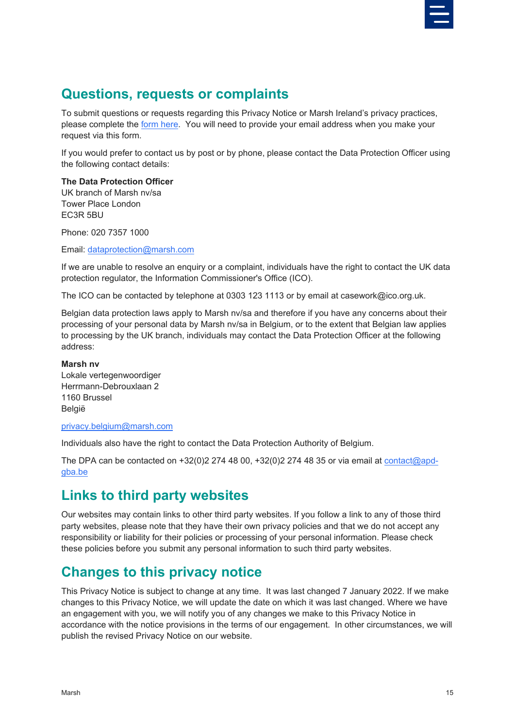## Questions, requests or complaints

To submit questions or requests regarding this Privacy Notice or Marsh Ireland's privacy practices, please complete the form here. You will need to provide your email address when you make your request via this form.

If you would prefer to contact us by post or by phone, please contact the Data Protection Officer using the following contact details:

**The Data Protection Officer**
UK branch of Marsh nv/sa
Tower Place London
EC3R 5BU

Phone: 020 7357 1000

Email: dataprotection@marsh.com

If we are unable to resolve an enquiry or a complaint, individuals have the right to contact the UK data protection regulator, the Information Commissioner's Office (ICO).

The ICO can be contacted by telephone at 0303 123 1113 or by email at casework@ico.org.uk.

Belgian data protection laws apply to Marsh nv/sa and therefore if you have any concerns about their processing of your personal data by Marsh nv/sa in Belgium, or to the extent that Belgian law applies to processing by the UK branch, individuals may contact the Data Protection Officer at the following address:

**Marsh nv**
Lokale vertegenwoordiger
Herrmann-Debrouxlaan 2
1160 Brussel
België

privacy.belgium@marsh.com

Individuals also have the right to contact the Data Protection Authority of Belgium.

The DPA can be contacted on +32(0)2 274 48 00, +32(0)2 274 48 35 or via email at contact@apd-gba.be

## Links to third party websites

Our websites may contain links to other third party websites. If you follow a link to any of those third party websites, please note that they have their own privacy policies and that we do not accept any responsibility or liability for their policies or processing of your personal information. Please check these policies before you submit any personal information to such third party websites.

## Changes to this privacy notice

This Privacy Notice is subject to change at any time. It was last changed 7 January 2022. If we make changes to this Privacy Notice, we will update the date on which it was last changed. Where we have an engagement with you, we will notify you of any changes we make to this Privacy Notice in accordance with the notice provisions in the terms of our engagement. In other circumstances, we will publish the revised Privacy Notice on our website.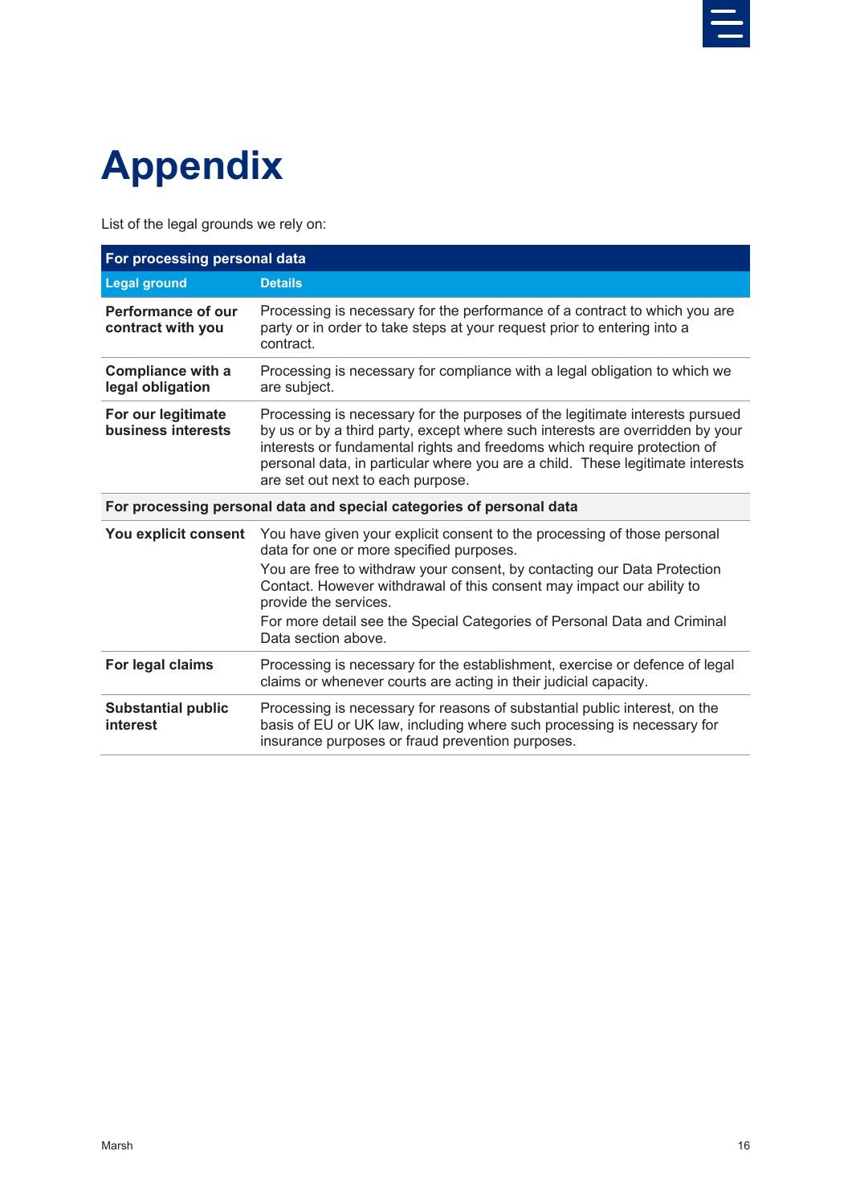# Appendix

List of the legal grounds we rely on:

| For processing personal data | |
|---|---|
| **Legal ground** | **Details** |
| **Performance of our contract with you** | Processing is necessary for the performance of a contract to which you are party or in order to take steps at your request prior to entering into a contract. |
| **Compliance with a legal obligation** | Processing is necessary for compliance with a legal obligation to which we are subject. |
| **For our legitimate business interests** | Processing is necessary for the purposes of the legitimate interests pursued by us or by a third party, except where such interests are overridden by your interests or fundamental rights and freedoms which require protection of personal data, in particular where you are a child. These legitimate interests are set out next to each purpose. |
| **For processing personal data and special categories of personal data** | |
| **You explicit consent** | You have given your explicit consent to the processing of those personal data for one or more specified purposes.<br>You are free to withdraw your consent, by contacting our Data Protection Contact. However withdrawal of this consent may impact our ability to provide the services.<br>For more detail see the Special Categories of Personal Data and Criminal Data section above. |
| **For legal claims** | Processing is necessary for the establishment, exercise or defence of legal claims or whenever courts are acting in their judicial capacity. |
| **Substantial public interest** | Processing is necessary for reasons of substantial public interest, on the basis of EU or UK law, including where such processing is necessary for insurance purposes or fraud prevention purposes. |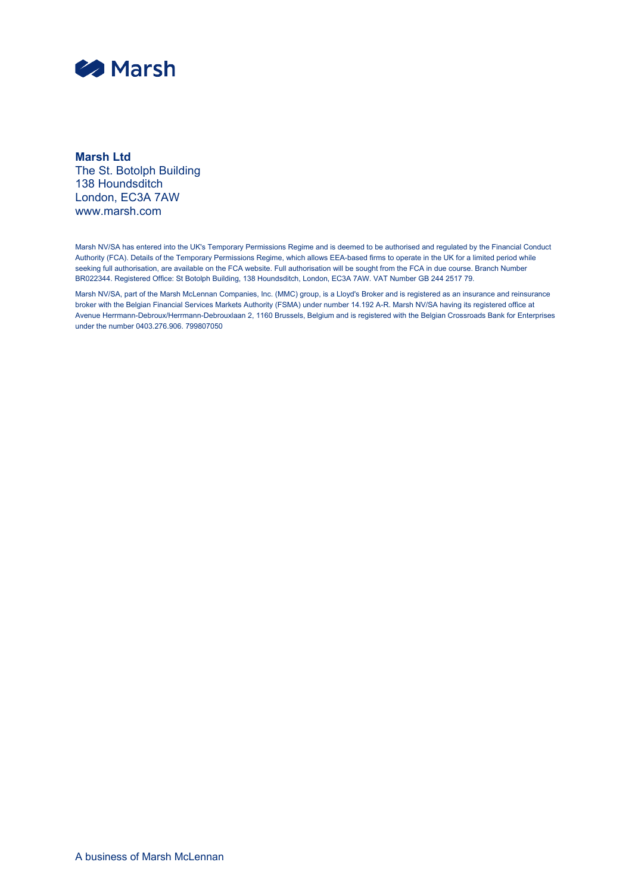Marsh

**Marsh Ltd**
The St. Botolph Building
138 Houndsditch
London, EC3A 7AW
www.marsh.com

Marsh NV/SA has entered into the UK's Temporary Permissions Regime and is deemed to be authorised and regulated by the Financial Conduct Authority (FCA). Details of the Temporary Permissions Regime, which allows EEA-based firms to operate in the UK for a limited period while seeking full authorisation, are available on the FCA website. Full authorisation will be sought from the FCA in due course. Branch Number BR022344. Registered Office: St Botolph Building, 138 Houndsditch, London, EC3A 7AW. VAT Number GB 244 2517 79.

Marsh NV/SA, part of the Marsh McLennan Companies, Inc. (MMC) group, is a Lloyd's Broker and is registered as an insurance and reinsurance broker with the Belgian Financial Services Markets Authority (FSMA) under number 14.192 A-R. Marsh NV/SA having its registered office at Avenue Herrmann-Debroux/Herrmann-Debrouxlaan 2, 1160 Brussels, Belgium and is registered with the Belgian Crossroads Bank for Enterprises under the number 0403.276.906. 799807050

A business of Marsh McLennan